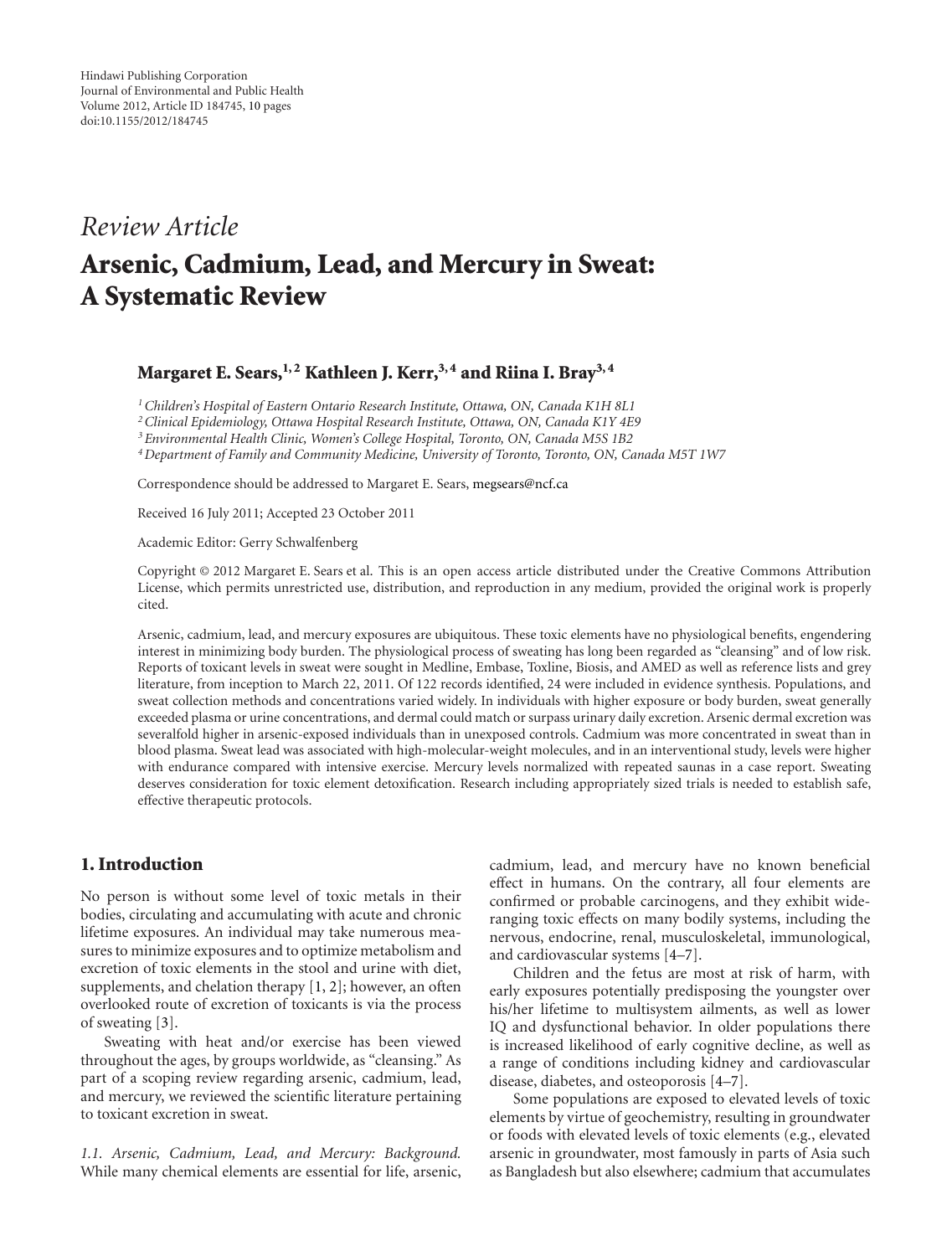Hindawi Publishing Corporation
Journal of Environmental and Public Health
Volume 2012, Article ID 184745, 10 pages
doi:10.1155/2012/184745

*Review Article*

# Arsenic, Cadmium, Lead, and Mercury in Sweat: A Systematic Review

**Margaret E. Sears,[1,2] Kathleen J. Kerr,[3,4] and Riina I. Bray[3,4]**

[1] *Children's Hospital of Eastern Ontario Research Institute, Ottawa, ON, Canada K1H 8L1*
[2] *Clinical Epidemiology, Ottawa Hospital Research Institute, Ottawa, ON, Canada K1Y 4E9*
[3] *Environmental Health Clinic, Women's College Hospital, Toronto, ON, Canada M5S 1B2*
[4] *Department of Family and Community Medicine, University of Toronto, Toronto, ON, Canada M5T 1W7*

Correspondence should be addressed to Margaret E. Sears, megsears@ncf.ca

Received 16 July 2011; Accepted 23 October 2011

Academic Editor: Gerry Schwalfenberg

Copyright © 2012 Margaret E. Sears et al. This is an open access article distributed under the Creative Commons Attribution License, which permits unrestricted use, distribution, and reproduction in any medium, provided the original work is properly cited.

Arsenic, cadmium, lead, and mercury exposures are ubiquitous. These toxic elements have no physiological benefits, engendering interest in minimizing body burden. The physiological process of sweating has long been regarded as "cleansing" and of low risk. Reports of toxicant levels in sweat were sought in Medline, Embase, Toxline, Biosis, and AMED as well as reference lists and grey literature, from inception to March 22, 2011. Of 122 records identified, 24 were included in evidence synthesis. Populations, and sweat collection methods and concentrations varied widely. In individuals with higher exposure or body burden, sweat generally exceeded plasma or urine concentrations, and dermal could match or surpass urinary daily excretion. Arsenic dermal excretion was severalfold higher in arsenic-exposed individuals than in unexposed controls. Cadmium was more concentrated in sweat than in blood plasma. Sweat lead was associated with high-molecular-weight molecules, and in an interventional study, levels were higher with endurance compared with intensive exercise. Mercury levels normalized with repeated saunas in a case report. Sweating deserves consideration for toxic element detoxification. Research including appropriately sized trials is needed to establish safe, effective therapeutic protocols.

## 1. Introduction

No person is without some level of toxic metals in their bodies, circulating and accumulating with acute and chronic lifetime exposures. An individual may take numerous measures to minimize exposures and to optimize metabolism and excretion of toxic elements in the stool and urine with diet, supplements, and chelation therapy [1, 2]; however, an often overlooked route of excretion of toxicants is via the process of sweating [3].

Sweating with heat and/or exercise has been viewed throughout the ages, by groups worldwide, as "cleansing." As part of a scoping review regarding arsenic, cadmium, lead, and mercury, we reviewed the scientific literature pertaining to toxicant excretion in sweat.

*1.1. Arsenic, Cadmium, Lead, and Mercury: Background.* While many chemical elements are essential for life, arsenic, cadmium, lead, and mercury have no known beneficial effect in humans. On the contrary, all four elements are confirmed or probable carcinogens, and they exhibit wide-ranging toxic effects on many bodily systems, including the nervous, endocrine, renal, musculoskeletal, immunological, and cardiovascular systems [4–7].

Children and the fetus are most at risk of harm, with early exposures potentially predisposing the youngster over his/her lifetime to multisystem ailments, as well as lower IQ and dysfunctional behavior. In older populations there is increased likelihood of early cognitive decline, as well as a range of conditions including kidney and cardiovascular disease, diabetes, and osteoporosis [4–7].

Some populations are exposed to elevated levels of toxic elements by virtue of geochemistry, resulting in groundwater or foods with elevated levels of toxic elements (e.g., elevated arsenic in groundwater, most famously in parts of Asia such as Bangladesh but also elsewhere; cadmium that accumulates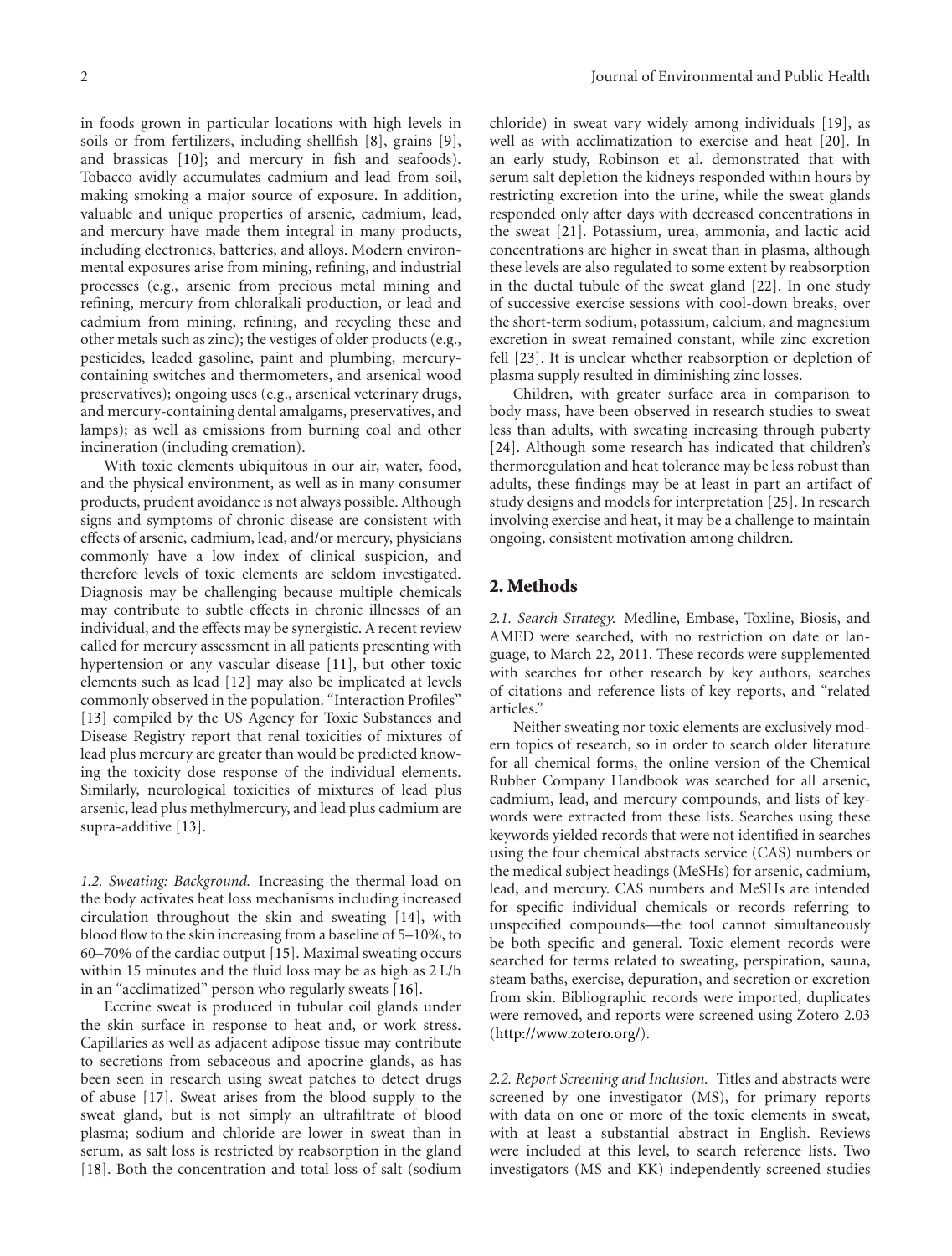in foods grown in particular locations with high levels in soils or from fertilizers, including shellfish [8], grains [9], and brassicas [10]; and mercury in fish and seafoods). Tobacco avidly accumulates cadmium and lead from soil, making smoking a major source of exposure. In addition, valuable and unique properties of arsenic, cadmium, lead, and mercury have made them integral in many products, including electronics, batteries, and alloys. Modern environmental exposures arise from mining, refining, and industrial processes (e.g., arsenic from precious metal mining and refining, mercury from chloralkali production, or lead and cadmium from mining, refining, and recycling these and other metals such as zinc); the vestiges of older products (e.g., pesticides, leaded gasoline, paint and plumbing, mercury-containing switches and thermometers, and arsenical wood preservatives); ongoing uses (e.g., arsenical veterinary drugs, and mercury-containing dental amalgams, preservatives, and lamps); as well as emissions from burning coal and other incineration (including cremation).

With toxic elements ubiquitous in our air, water, food, and the physical environment, as well as in many consumer products, prudent avoidance is not always possible. Although signs and symptoms of chronic disease are consistent with effects of arsenic, cadmium, lead, and/or mercury, physicians commonly have a low index of clinical suspicion, and therefore levels of toxic elements are seldom investigated. Diagnosis may be challenging because multiple chemicals may contribute to subtle effects in chronic illnesses of an individual, and the effects may be synergistic. A recent review called for mercury assessment in all patients presenting with hypertension or any vascular disease [11], but other toxic elements such as lead [12] may also be implicated at levels commonly observed in the population. "Interaction Profiles" [13] compiled by the US Agency for Toxic Substances and Disease Registry report that renal toxicities of mixtures of lead plus mercury are greater than would be predicted knowing the toxicity dose response of the individual elements. Similarly, neurological toxicities of mixtures of lead plus arsenic, lead plus methylmercury, and lead plus cadmium are supra-additive [13].

*1.2. Sweating: Background.* Increasing the thermal load on the body activates heat loss mechanisms including increased circulation throughout the skin and sweating [14], with blood flow to the skin increasing from a baseline of 5–10%, to 60–70% of the cardiac output [15]. Maximal sweating occurs within 15 minutes and the fluid loss may be as high as 2 L/h in an "acclimatized" person who regularly sweats [16].

Eccrine sweat is produced in tubular coil glands under the skin surface in response to heat and, or work stress. Capillaries as well as adjacent adipose tissue may contribute to secretions from sebaceous and apocrine glands, as has been seen in research using sweat patches to detect drugs of abuse [17]. Sweat arises from the blood supply to the sweat gland, but is not simply an ultrafiltrate of blood plasma; sodium and chloride are lower in sweat than in serum, as salt loss is restricted by reabsorption in the gland [18]. Both the concentration and total loss of salt (sodium chloride) in sweat vary widely among individuals [19], as well as with acclimatization to exercise and heat [20]. In an early study, Robinson et al. demonstrated that with serum salt depletion the kidneys responded within hours by restricting excretion into the urine, while the sweat glands responded only after days with decreased concentrations in the sweat [21]. Potassium, urea, ammonia, and lactic acid concentrations are higher in sweat than in plasma, although these levels are also regulated to some extent by reabsorption in the ductal tubule of the sweat gland [22]. In one study of successive exercise sessions with cool-down breaks, over the short-term sodium, potassium, calcium, and magnesium excretion in sweat remained constant, while zinc excretion fell [23]. It is unclear whether reabsorption or depletion of plasma supply resulted in diminishing zinc losses.

Children, with greater surface area in comparison to body mass, have been observed in research studies to sweat less than adults, with sweating increasing through puberty [24]. Although some research has indicated that children's thermoregulation and heat tolerance may be less robust than adults, these findings may be at least in part an artifact of study designs and models for interpretation [25]. In research involving exercise and heat, it may be a challenge to maintain ongoing, consistent motivation among children.

## 2. Methods

*2.1. Search Strategy.* Medline, Embase, Toxline, Biosis, and AMED were searched, with no restriction on date or language, to March 22, 2011. These records were supplemented with searches for other research by key authors, searches of citations and reference lists of key reports, and "related articles."

Neither sweating nor toxic elements are exclusively modern topics of research, so in order to search older literature for all chemical forms, the online version of the Chemical Rubber Company Handbook was searched for all arsenic, cadmium, lead, and mercury compounds, and lists of keywords were extracted from these lists. Searches using these keywords yielded records that were not identified in searches using the four chemical abstracts service (CAS) numbers or the medical subject headings (MeSHs) for arsenic, cadmium, lead, and mercury. CAS numbers and MeSHs are intended for specific individual chemicals or records referring to unspecified compounds—the tool cannot simultaneously be both specific and general. Toxic element records were searched for terms related to sweating, perspiration, sauna, steam baths, exercise, depuration, and secretion or excretion from skin. Bibliographic records were imported, duplicates were removed, and reports were screened using Zotero 2.03 (http://www.zotero.org/).

*2.2. Report Screening and Inclusion.* Titles and abstracts were screened by one investigator (MS), for primary reports with data on one or more of the toxic elements in sweat, with at least a substantial abstract in English. Reviews were included at this level, to search reference lists. Two investigators (MS and KK) independently screened studies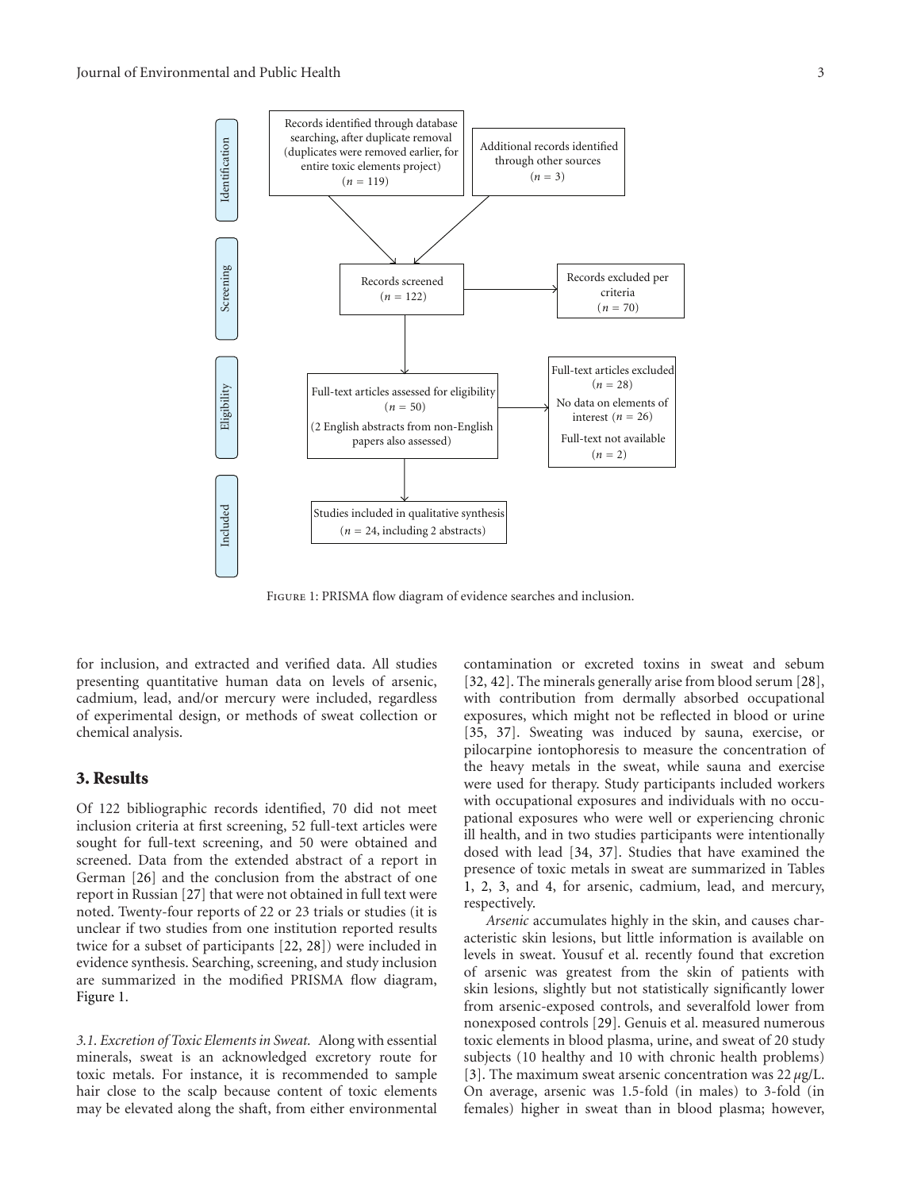Identification

Records identified through database searching, after duplicate removal (duplicates were removed earlier, for entire toxic elements project) ($n$ = 119)

Additional records identified through other sources ($n$ = 3)

Screening

Records screened ($n$ = 122)

Records excluded per criteria ($n$ = 70)

Eligibility

Full-text articles assessed for eligibility ($n$ = 50) (2 English abstracts from non-English papers also assessed)

Full-text articles excluded ($n$ = 28)
No data on elements of interest ($n$ = 26)
Full-text not available ($n$ = 2)

Included

Studies included in qualitative synthesis ($n$ = 24, including 2 abstracts)

Figure 1: PRISMA flow diagram of evidence searches and inclusion.

for inclusion, and extracted and verified data. All studies presenting quantitative human data on levels of arsenic, cadmium, lead, and/or mercury were included, regardless of experimental design, or methods of sweat collection or chemical analysis.

## 3. Results

Of 122 bibliographic records identified, 70 did not meet inclusion criteria at first screening, 52 full-text articles were sought for full-text screening, and 50 were obtained and screened. Data from the extended abstract of a report in German [26] and the conclusion from the abstract of one report in Russian [27] that were not obtained in full text were noted. Twenty-four reports of 22 or 23 trials or studies (it is unclear if two studies from one institution reported results twice for a subset of participants [22, 28]) were included in evidence synthesis. Searching, screening, and study inclusion are summarized in the modified PRISMA flow diagram, Figure 1.

*3.1. Excretion of Toxic Elements in Sweat.* Along with essential minerals, sweat is an acknowledged excretory route for toxic metals. For instance, it is recommended to sample hair close to the scalp because content of toxic elements may be elevated along the shaft, from either environmental contamination or excreted toxins in sweat and sebum [32, 42]. The minerals generally arise from blood serum [28], with contribution from dermally absorbed occupational exposures, which might not be reflected in blood or urine [35, 37]. Sweating was induced by sauna, exercise, or pilocarpine iontophoresis to measure the concentration of the heavy metals in the sweat, while sauna and exercise were used for therapy. Study participants included workers with occupational exposures and individuals with no occupational exposures who were well or experiencing chronic ill health, and in two studies participants were intentionally dosed with lead [34, 37]. Studies that have examined the presence of toxic metals in sweat are summarized in Tables 1, 2, 3, and 4, for arsenic, cadmium, lead, and mercury, respectively.

*Arsenic* accumulates highly in the skin, and causes characteristic skin lesions, but little information is available on levels in sweat. Yousuf et al. recently found that excretion of arsenic was greatest from the skin of patients with skin lesions, slightly but not statistically significantly lower from arsenic-exposed controls, and severalfold lower from nonexposed controls [29]. Genuis et al. measured numerous toxic elements in blood plasma, urine, and sweat of 20 study subjects (10 healthy and 10 with chronic health problems) [3]. The maximum sweat arsenic concentration was 22 $\mu$g/L. On average, arsenic was 1.5-fold (in males) to 3-fold (in females) higher in sweat than in blood plasma; however,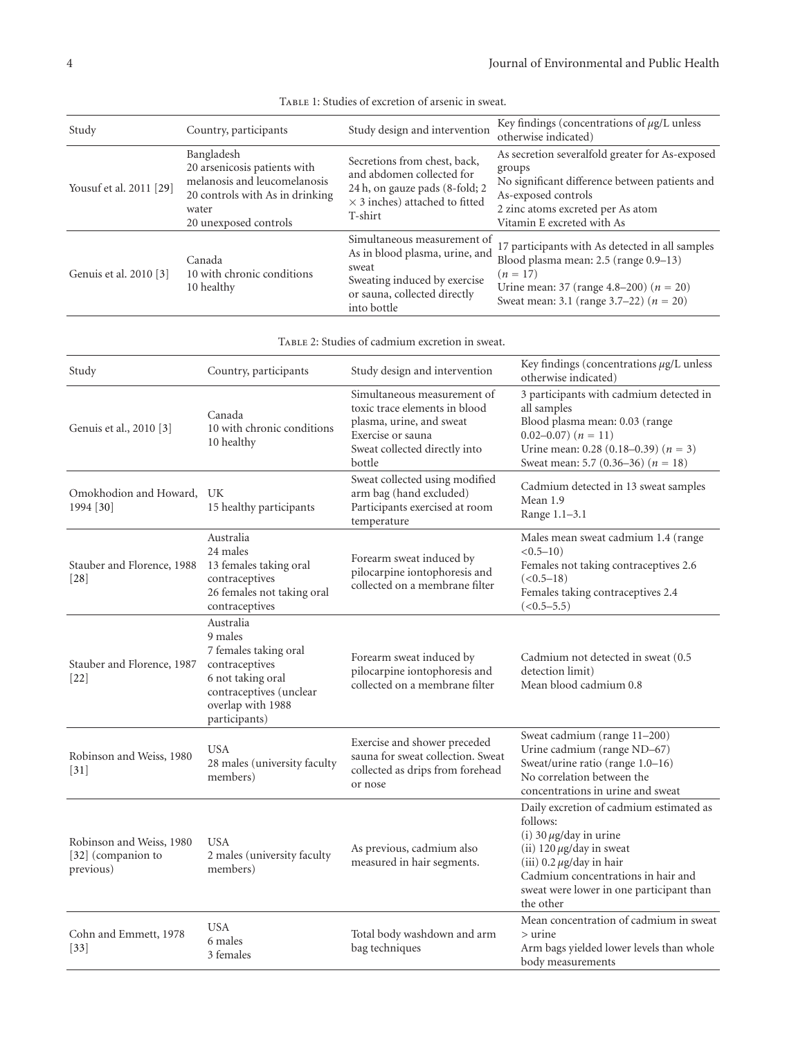Table 1: Studies of excretion of arsenic in sweat.

| Study | Country, participants | Study design and intervention | Key findings (concentrations of $\mu$g/L unless otherwise indicated) |
|---|---|---|---|
| Yousuf et al. 2011 [29] | Bangladesh<br>20 arsenicosis patients with melanosis and leucomelanosis<br>20 controls with As in drinking water<br>20 unexposed controls | Secretions from chest, back, and abdomen collected for 24 h, on gauze pads (8-fold; 2 × 3 inches) attached to fitted T-shirt | As secretion severalfold greater for As-exposed groups<br>No significant difference between patients and As-exposed controls<br>2 zinc atoms excreted per As atom<br>Vitamin E excreted with As |
| Genuis et al. 2010 [3] | Canada<br>10 with chronic conditions<br>10 healthy | Simultaneous measurement of As in blood plasma, urine, and sweat<br>Sweating induced by exercise or sauna, collected directly into bottle | 17 participants with As detected in all samples<br>Blood plasma mean: 2.5 (range 0.9–13) ($n = 17$)<br>Urine mean: 37 (range 4.8–200) ($n = 20$)<br>Sweat mean: 3.1 (range 3.7–22) ($n = 20$) |

Table 2: Studies of cadmium excretion in sweat.

| Study | Country, participants | Study design and intervention | Key findings (concentrations $\mu$g/L unless otherwise indicated) |
|---|---|---|---|
| Genuis et al., 2010 [3] | Canada<br>10 with chronic conditions<br>10 healthy | Simultaneous measurement of toxic trace elements in blood plasma, urine, and sweat<br>Exercise or sauna<br>Sweat collected directly into bottle | 3 participants with cadmium detected in all samples<br>Blood plasma mean: 0.03 (range 0.02–0.07) ($n = 11$)<br>Urine mean: 0.28 (0.18–0.39) ($n = 3$)<br>Sweat mean: 5.7 (0.36–36) ($n = 18$) |
| Omokhodion and Howard, 1994 [30] | UK<br>15 healthy participants | Sweat collected using modified arm bag (hand excluded)<br>Participants exercised at room temperature | Cadmium detected in 13 sweat samples<br>Mean 1.9<br>Range 1.1–3.1 |
| Stauber and Florence, 1988 [28] | Australia<br>24 males<br>13 females taking oral contraceptives<br>26 females not taking oral contraceptives | Forearm sweat induced by pilocarpine iontophoresis and collected on a membrane filter | Males mean sweat cadmium 1.4 (range <0.5–10)<br>Females not taking contraceptives 2.6 (<0.5–18)<br>Females taking contraceptives 2.4 (<0.5–5.5) |
| Stauber and Florence, 1987 [22] | Australia<br>9 males<br>7 females taking oral contraceptives<br>6 not taking oral contraceptives (unclear overlap with 1988 participants) | Forearm sweat induced by pilocarpine iontophoresis and collected on a membrane filter | Cadmium not detected in sweat (0.5 detection limit)<br>Mean blood cadmium 0.8 |
| Robinson and Weiss, 1980 [31] | USA<br>28 males (university faculty members) | Exercise and shower preceded sauna for sweat collection. Sweat collected as drips from forehead or nose | Sweat cadmium (range 11–200)<br>Urine cadmium (range ND–67)<br>Sweat/urine ratio (range 1.0–16)<br>No correlation between the concentrations in urine and sweat |
| Robinson and Weiss, 1980 [32] (companion to previous) | USA<br>2 males (university faculty members) | As previous, cadmium also measured in hair segments. | Daily excretion of cadmium estimated as follows:<br>(i) 30 $\mu$g/day in urine<br>(ii) 120 $\mu$g/day in sweat<br>(iii) 0.2 $\mu$g/day in hair<br>Cadmium concentrations in hair and sweat were lower in one participant than the other |
| Cohn and Emmett, 1978 [33] | USA<br>6 males<br>3 females | Total body washdown and arm bag techniques | Mean concentration of cadmium in sweat > urine<br>Arm bags yielded lower levels than whole body measurements |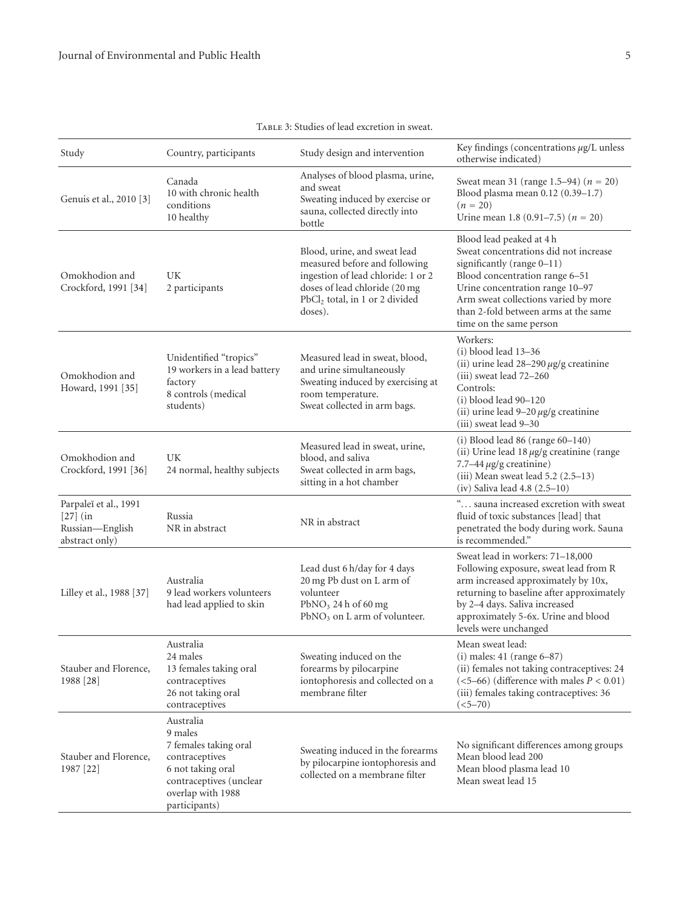Table 3: Studies of lead excretion in sweat.

| Study | Country, participants | Study design and intervention | Key findings (concentrations $\mu$g/L unless otherwise indicated) |
|---|---|---|---|
| Genuis et al., 2010 [3] | Canada<br>10 with chronic health conditions<br>10 healthy | Analyses of blood plasma, urine, and sweat<br>Sweating induced by exercise or sauna, collected directly into bottle | Sweat mean 31 (range 1.5–94) ($n = 20$)<br>Blood plasma mean 0.12 (0.39–1.7) ($n = 20$)<br>Urine mean 1.8 (0.91–7.5) ($n = 20$) |
| Omokhodion and Crockford, 1991 [34] | UK<br>2 participants | Blood, urine, and sweat lead measured before and following ingestion of lead chloride: 1 or 2 doses of lead chloride (20 mg $PbCl_2$ total, in 1 or 2 divided doses). | Blood lead peaked at 4 h<br>Sweat concentrations did not increase significantly (range 0–11)<br>Blood concentration range 6–51<br>Urine concentration range 10–97<br>Arm sweat collections varied by more than 2-fold between arms at the same time on the same person |
| Omokhodion and Howard, 1991 [35] | Unidentified "tropics"<br>19 workers in a lead battery factory<br>8 controls (medical students) | Measured lead in sweat, blood, and urine simultaneously<br>Sweating induced by exercising at room temperature.<br>Sweat collected in arm bags. | Workers:<br>(i) blood lead 13–36<br>(ii) urine lead 28–290 $\mu$g/g creatinine<br>(iii) sweat lead 72–260<br>Controls:<br>(i) blood lead 90–120<br>(ii) urine lead 9–20 $\mu$g/g creatinine<br>(iii) sweat lead 9–30 |
| Omokhodion and Crockford, 1991 [36] | UK<br>24 normal, healthy subjects | Measured lead in sweat, urine, blood, and saliva<br>Sweat collected in arm bags, sitting in a hot chamber | (i) Blood lead 86 (range 60–140)<br>(ii) Urine lead 18 $\mu$g/g creatinine (range 7.7–44 $\mu$g/g creatinine)<br>(iii) Mean sweat lead 5.2 (2.5–13)<br>(iv) Saliva lead 4.8 (2.5–10) |
| Parpaleĭ et al., 1991 [27] (in Russian—English abstract only) | Russia<br>NR in abstract | NR in abstract | "... sauna increased excretion with sweat fluid of toxic substances [lead] that penetrated the body during work. Sauna is recommended." |
| Lilley et al., 1988 [37] | Australia<br>9 lead workers volunteers had lead applied to skin | Lead dust 6 h/day for 4 days<br>20 mg Pb dust on L arm of volunteer<br>$PbNO_3$ 24 h of 60 mg<br>$PbNO_3$ on L arm of volunteer. | Sweat lead in workers: 71–18,000<br>Following exposure, sweat lead from R arm increased approximately by 10x, returning to baseline after approximately by 2–4 days. Saliva increased approximately 5-6x. Urine and blood levels were unchanged |
| Stauber and Florence, 1988 [28] | Australia<br>24 males<br>13 females taking oral contraceptives<br>26 not taking oral contraceptives | Sweating induced on the forearms by pilocarpine iontophoresis and collected on a membrane filter | Mean sweat lead:<br>(i) males: 41 (range 6–87)<br>(ii) females not taking contraceptives: 24 (<5–66) (difference with males $P < 0.01$)<br>(iii) females taking contraceptives: 36 (<5–70) |
| Stauber and Florence, 1987 [22] | Australia<br>9 males<br>7 females taking oral contraceptives<br>6 not taking oral contraceptives (unclear overlap with 1988 participants) | Sweating induced in the forearms by pilocarpine iontophoresis and collected on a membrane filter | No significant differences among groups<br>Mean blood lead 200<br>Mean blood plasma lead 10<br>Mean sweat lead 15 |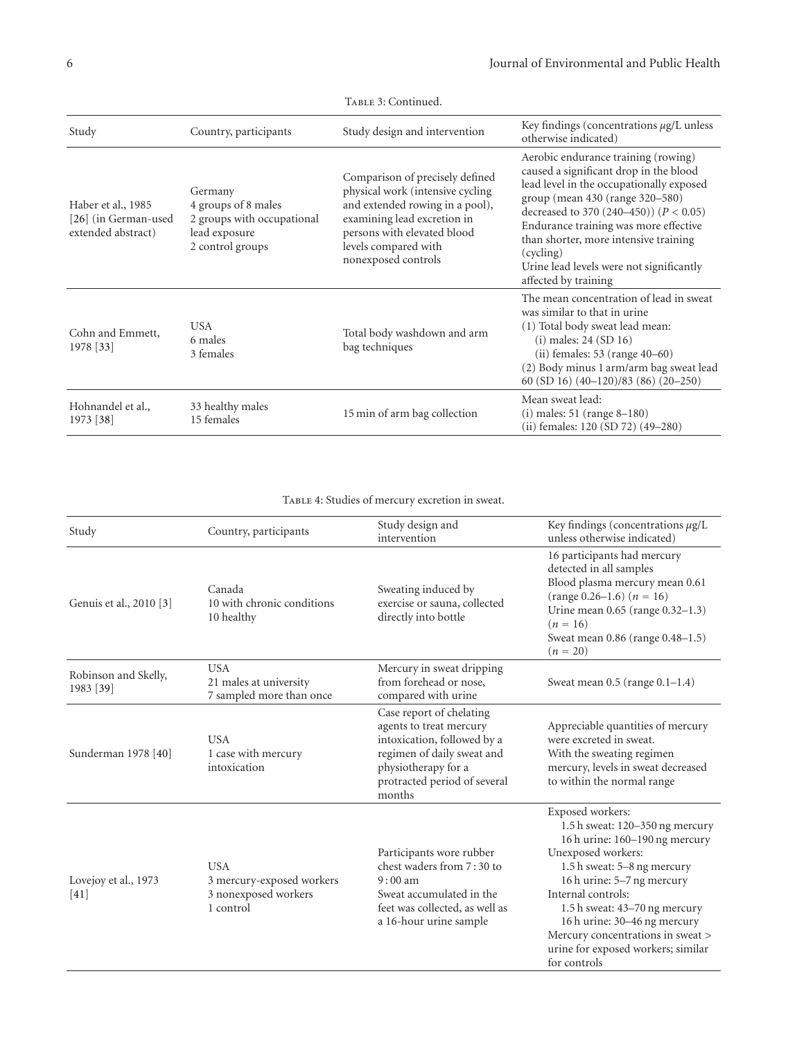Table 3: Continued.

| Study | Country, participants | Study design and intervention | Key findings (concentrations $\mu$g/L unless otherwise indicated) |
|---|---|---|---|
| Haber et al., 1985 [26] (in German-used extended abstract) | Germany<br>4 groups of 8 males<br>2 groups with occupational lead exposure<br>2 control groups | Comparison of precisely defined physical work (intensive cycling and extended rowing in a pool), examining lead excretion in persons with elevated blood levels compared with nonexposed controls | Aerobic endurance training (rowing) caused a significant drop in the blood lead level in the occupationally exposed group (mean 430 (range 320–580) decreased to 370 (240–450)) ($P < 0.05$)<br>Endurance training was more effective than shorter, more intensive training (cycling)<br>Urine lead levels were not significantly affected by training |
| Cohn and Emmett, 1978 [33] | USA<br>6 males<br>3 females | Total body washdown and arm bag techniques | The mean concentration of lead in sweat was similar to that in urine<br>(1) Total body sweat lead mean:<br>(i) males: 24 (SD 16)<br>(ii) females: 53 (range 40–60)<br>(2) Body minus 1 arm/arm bag sweat lead 60 (SD 16) (40–120)/83 (86) (20–250) |
| Hohnandel et al., 1973 [38] | 33 healthy males<br>15 females | 15 min of arm bag collection | Mean sweat lead:<br>(i) males: 51 (range 8–180)<br>(ii) females: 120 (SD 72) (49–280) |

Table 4: Studies of mercury excretion in sweat.

| Study | Country, participants | Study design and intervention | Key findings (concentrations $\mu$g/L unless otherwise indicated) |
|---|---|---|---|
| Genuis et al., 2010 [3] | Canada<br>10 with chronic conditions<br>10 healthy | Sweating induced by exercise or sauna, collected directly into bottle | 16 participants had mercury detected in all samples<br>Blood plasma mercury mean 0.61 (range 0.26–1.6) ($n = 16$)<br>Urine mean 0.65 (range 0.32–1.3) ($n = 16$)<br>Sweat mean 0.86 (range 0.48–1.5) ($n = 20$) |
| Robinson and Skelly, 1983 [39] | USA<br>21 males at university<br>7 sampled more than once | Mercury in sweat dripping from forehead or nose, compared with urine | Sweat mean 0.5 (range 0.1–1.4) |
| Sunderman 1978 [40] | USA<br>1 case with mercury intoxication | Case report of chelating agents to treat mercury intoxication, followed by a regimen of daily sweat and physiotherapy for a protracted period of several months | Appreciable quantities of mercury were excreted in sweat.<br>With the sweating regimen mercury, levels in sweat decreased to within the normal range |
| Lovejoy et al., 1973 [41] | USA<br>3 mercury-exposed workers<br>3 nonexposed workers<br>1 control | Participants wore rubber chest waders from 7 : 30 to 9 : 00 am<br>Sweat accumulated in the feet was collected, as well as a 16-hour urine sample | Exposed workers:<br>1.5 h sweat: 120–350 ng mercury<br>16 h urine: 160–190 ng mercury<br>Unexposed workers:<br>1.5 h sweat: 5–8 ng mercury<br>16 h urine: 5–7 ng mercury<br>Internal controls:<br>1.5 h sweat: 43–70 ng mercury<br>16 h urine: 30–46 ng mercury<br>Mercury concentrations in sweat > urine for exposed workers; similar for controls |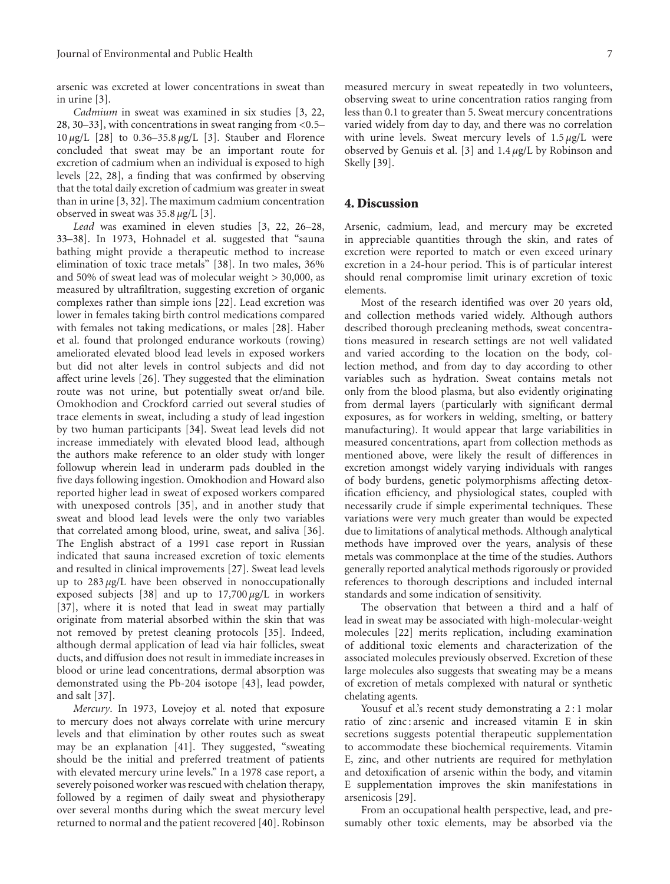arsenic was excreted at lower concentrations in sweat than in urine [3].

*Cadmium* in sweat was examined in six studies [3, 22, 28, 30–33], with concentrations in sweat ranging from <0.5–10 $\mu$g/L [28] to 0.36–35.8 $\mu$g/L [3]. Stauber and Florence concluded that sweat may be an important route for excretion of cadmium when an individual is exposed to high levels [22, 28], a finding that was confirmed by observing that the total daily excretion of cadmium was greater in sweat than in urine [3, 32]. The maximum cadmium concentration observed in sweat was 35.8 $\mu$g/L [3].

*Lead* was examined in eleven studies [3, 22, 26–28, 33–38]. In 1973, Hohnadel et al. suggested that "sauna bathing might provide a therapeutic method to increase elimination of toxic trace metals" [38]. In two males, 36% and 50% of sweat lead was of molecular weight > 30,000, as measured by ultrafiltration, suggesting excretion of organic complexes rather than simple ions [22]. Lead excretion was lower in females taking birth control medications compared with females not taking medications, or males [28]. Haber et al. found that prolonged endurance workouts (rowing) ameliorated elevated blood lead levels in exposed workers but did not alter levels in control subjects and did not affect urine levels [26]. They suggested that the elimination route was not urine, but potentially sweat or/and bile. Omokhodion and Crockford carried out several studies of trace elements in sweat, including a study of lead ingestion by two human participants [34]. Sweat lead levels did not increase immediately with elevated blood lead, although the authors make reference to an older study with longer followup wherein lead in underarm pads doubled in the five days following ingestion. Omokhodion and Howard also reported higher lead in sweat of exposed workers compared with unexposed controls [35], and in another study that sweat and blood lead levels were the only two variables that correlated among blood, urine, sweat, and saliva [36]. The English abstract of a 1991 case report in Russian indicated that sauna increased excretion of toxic elements and resulted in clinical improvements [27]. Sweat lead levels up to 283 $\mu$g/L have been observed in nonoccupationally exposed subjects [38] and up to 17,700 $\mu$g/L in workers [37], where it is noted that lead in sweat may partially originate from material absorbed within the skin that was not removed by pretest cleaning protocols [35]. Indeed, although dermal application of lead via hair follicles, sweat ducts, and diffusion does not result in immediate increases in blood or urine lead concentrations, dermal absorption was demonstrated using the Pb-204 isotope [43], lead powder, and salt [37].

*Mercury*. In 1973, Lovejoy et al. noted that exposure to mercury does not always correlate with urine mercury levels and that elimination by other routes such as sweat may be an explanation [41]. They suggested, "sweating should be the initial and preferred treatment of patients with elevated mercury urine levels." In a 1978 case report, a severely poisoned worker was rescued with chelation therapy, followed by a regimen of daily sweat and physiotherapy over several months during which the sweat mercury level returned to normal and the patient recovered [40]. Robinson measured mercury in sweat repeatedly in two volunteers, observing sweat to urine concentration ratios ranging from less than 0.1 to greater than 5. Sweat mercury concentrations varied widely from day to day, and there was no correlation with urine levels. Sweat mercury levels of 1.5 $\mu$g/L were observed by Genuis et al. [3] and 1.4 $\mu$g/L by Robinson and Skelly [39].

## 4. Discussion

Arsenic, cadmium, lead, and mercury may be excreted in appreciable quantities through the skin, and rates of excretion were reported to match or even exceed urinary excretion in a 24-hour period. This is of particular interest should renal compromise limit urinary excretion of toxic elements.

Most of the research identified was over 20 years old, and collection methods varied widely. Although authors described thorough precleaning methods, sweat concentrations measured in research settings are not well validated and varied according to the location on the body, collection method, and from day to day according to other variables such as hydration. Sweat contains metals not only from the blood plasma, but also evidently originating from dermal layers (particularly with significant dermal exposures, as for workers in welding, smelting, or battery manufacturing). It would appear that large variabilities in measured concentrations, apart from collection methods as mentioned above, were likely the result of differences in excretion amongst widely varying individuals with ranges of body burdens, genetic polymorphisms affecting detoxification efficiency, and physiological states, coupled with necessarily crude if simple experimental techniques. These variations were very much greater than would be expected due to limitations of analytical methods. Although analytical methods have improved over the years, analysis of these metals was commonplace at the time of the studies. Authors generally reported analytical methods rigorously or provided references to thorough descriptions and included internal standards and some indication of sensitivity.

The observation that between a third and a half of lead in sweat may be associated with high-molecular-weight molecules [22] merits replication, including examination of additional toxic elements and characterization of the associated molecules previously observed. Excretion of these large molecules also suggests that sweating may be a means of excretion of metals complexed with natural or synthetic chelating agents.

Yousuf et al.'s recent study demonstrating a 2 : 1 molar ratio of zinc : arsenic and increased vitamin E in skin secretions suggests potential therapeutic supplementation to accommodate these biochemical requirements. Vitamin E, zinc, and other nutrients are required for methylation and detoxification of arsenic within the body, and vitamin E supplementation improves the skin manifestations in arsenicosis [29].

From an occupational health perspective, lead, and presumably other toxic elements, may be absorbed via the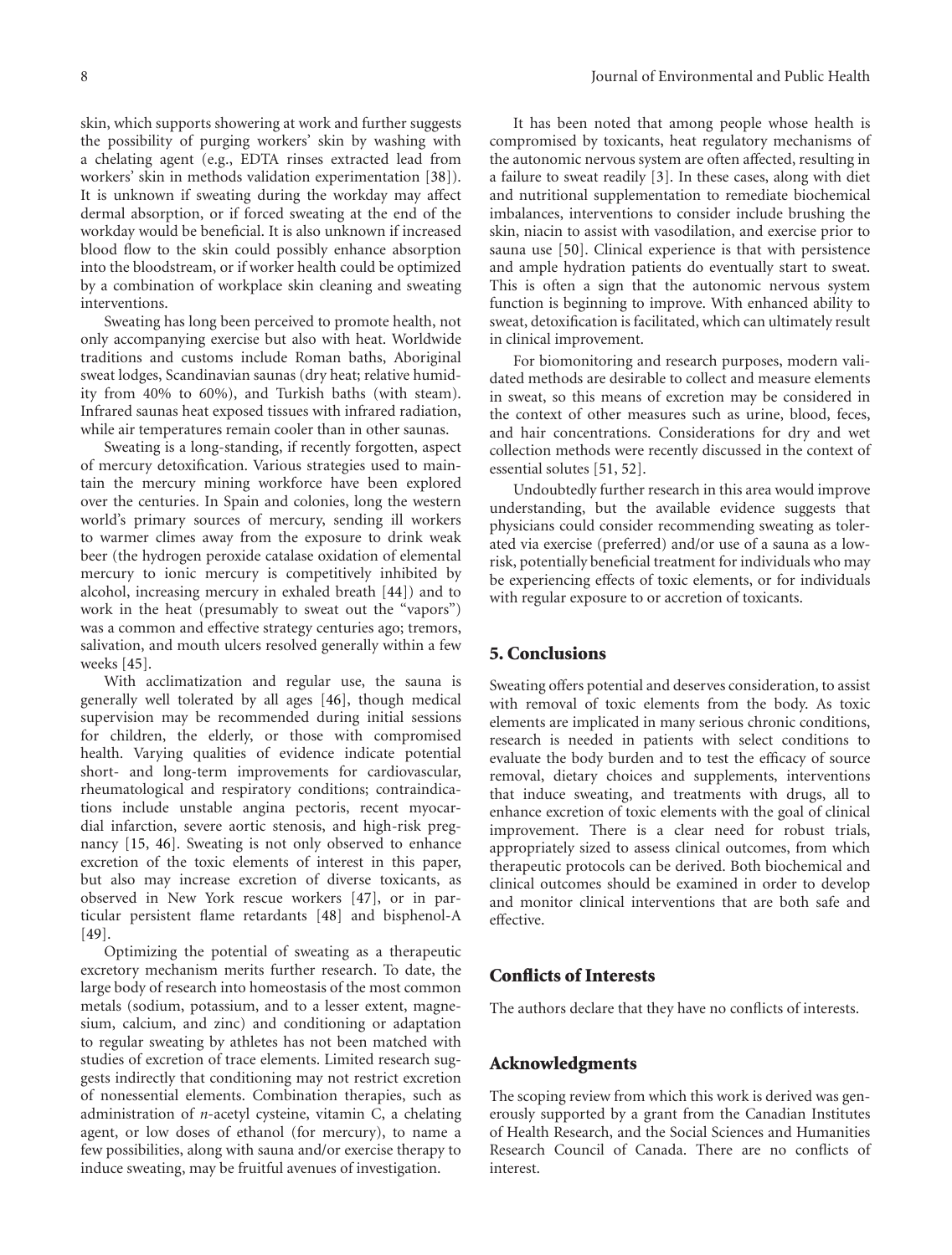skin, which supports showering at work and further suggests the possibility of purging workers' skin by washing with a chelating agent (e.g., EDTA rinses extracted lead from workers' skin in methods validation experimentation [38]). It is unknown if sweating during the workday may affect dermal absorption, or if forced sweating at the end of the workday would be beneficial. It is also unknown if increased blood flow to the skin could possibly enhance absorption into the bloodstream, or if worker health could be optimized by a combination of workplace skin cleaning and sweating interventions.

Sweating has long been perceived to promote health, not only accompanying exercise but also with heat. Worldwide traditions and customs include Roman baths, Aboriginal sweat lodges, Scandinavian saunas (dry heat; relative humidity from 40% to 60%), and Turkish baths (with steam). Infrared saunas heat exposed tissues with infrared radiation, while air temperatures remain cooler than in other saunas.

Sweating is a long-standing, if recently forgotten, aspect of mercury detoxification. Various strategies used to maintain the mercury mining workforce have been explored over the centuries. In Spain and colonies, long the western world's primary sources of mercury, sending ill workers to warmer climes away from the exposure to drink weak beer (the hydrogen peroxide catalase oxidation of elemental mercury to ionic mercury is competitively inhibited by alcohol, increasing mercury in exhaled breath [44]) and to work in the heat (presumably to sweat out the "vapors") was a common and effective strategy centuries ago; tremors, salivation, and mouth ulcers resolved generally within a few weeks [45].

With acclimatization and regular use, the sauna is generally well tolerated by all ages [46], though medical supervision may be recommended during initial sessions for children, the elderly, or those with compromised health. Varying qualities of evidence indicate potential short- and long-term improvements for cardiovascular, rheumatological and respiratory conditions; contraindications include unstable angina pectoris, recent myocardial infarction, severe aortic stenosis, and high-risk pregnancy [15, 46]. Sweating is not only observed to enhance excretion of the toxic elements of interest in this paper, but also may increase excretion of diverse toxicants, as observed in New York rescue workers [47], or in particular persistent flame retardants [48] and bisphenol-A [49].

Optimizing the potential of sweating as a therapeutic excretory mechanism merits further research. To date, the large body of research into homeostasis of the most common metals (sodium, potassium, and to a lesser extent, magnesium, calcium, and zinc) and conditioning or adaptation to regular sweating by athletes has not been matched with studies of excretion of trace elements. Limited research suggests indirectly that conditioning may not restrict excretion of nonessential elements. Combination therapies, such as administration of *n*-acetyl cysteine, vitamin C, a chelating agent, or low doses of ethanol (for mercury), to name a few possibilities, along with sauna and/or exercise therapy to induce sweating, may be fruitful avenues of investigation.

It has been noted that among people whose health is compromised by toxicants, heat regulatory mechanisms of the autonomic nervous system are often affected, resulting in a failure to sweat readily [3]. In these cases, along with diet and nutritional supplementation to remediate biochemical imbalances, interventions to consider include brushing the skin, niacin to assist with vasodilation, and exercise prior to sauna use [50]. Clinical experience is that with persistence and ample hydration patients do eventually start to sweat. This is often a sign that the autonomic nervous system function is beginning to improve. With enhanced ability to sweat, detoxification is facilitated, which can ultimately result in clinical improvement.

For biomonitoring and research purposes, modern validated methods are desirable to collect and measure elements in sweat, so this means of excretion may be considered in the context of other measures such as urine, blood, feces, and hair concentrations. Considerations for dry and wet collection methods were recently discussed in the context of essential solutes [51, 52].

Undoubtedly further research in this area would improve understanding, but the available evidence suggests that physicians could consider recommending sweating as tolerated via exercise (preferred) and/or use of a sauna as a low-risk, potentially beneficial treatment for individuals who may be experiencing effects of toxic elements, or for individuals with regular exposure to or accretion of toxicants.

## 5. Conclusions

Sweating offers potential and deserves consideration, to assist with removal of toxic elements from the body. As toxic elements are implicated in many serious chronic conditions, research is needed in patients with select conditions to evaluate the body burden and to test the efficacy of source removal, dietary choices and supplements, interventions that induce sweating, and treatments with drugs, all to enhance excretion of toxic elements with the goal of clinical improvement. There is a clear need for robust trials, appropriately sized to assess clinical outcomes, from which therapeutic protocols can be derived. Both biochemical and clinical outcomes should be examined in order to develop and monitor clinical interventions that are both safe and effective.

## Conflicts of Interests

The authors declare that they have no conflicts of interests.

## Acknowledgments

The scoping review from which this work is derived was generously supported by a grant from the Canadian Institutes of Health Research, and the Social Sciences and Humanities Research Council of Canada. There are no conflicts of interest.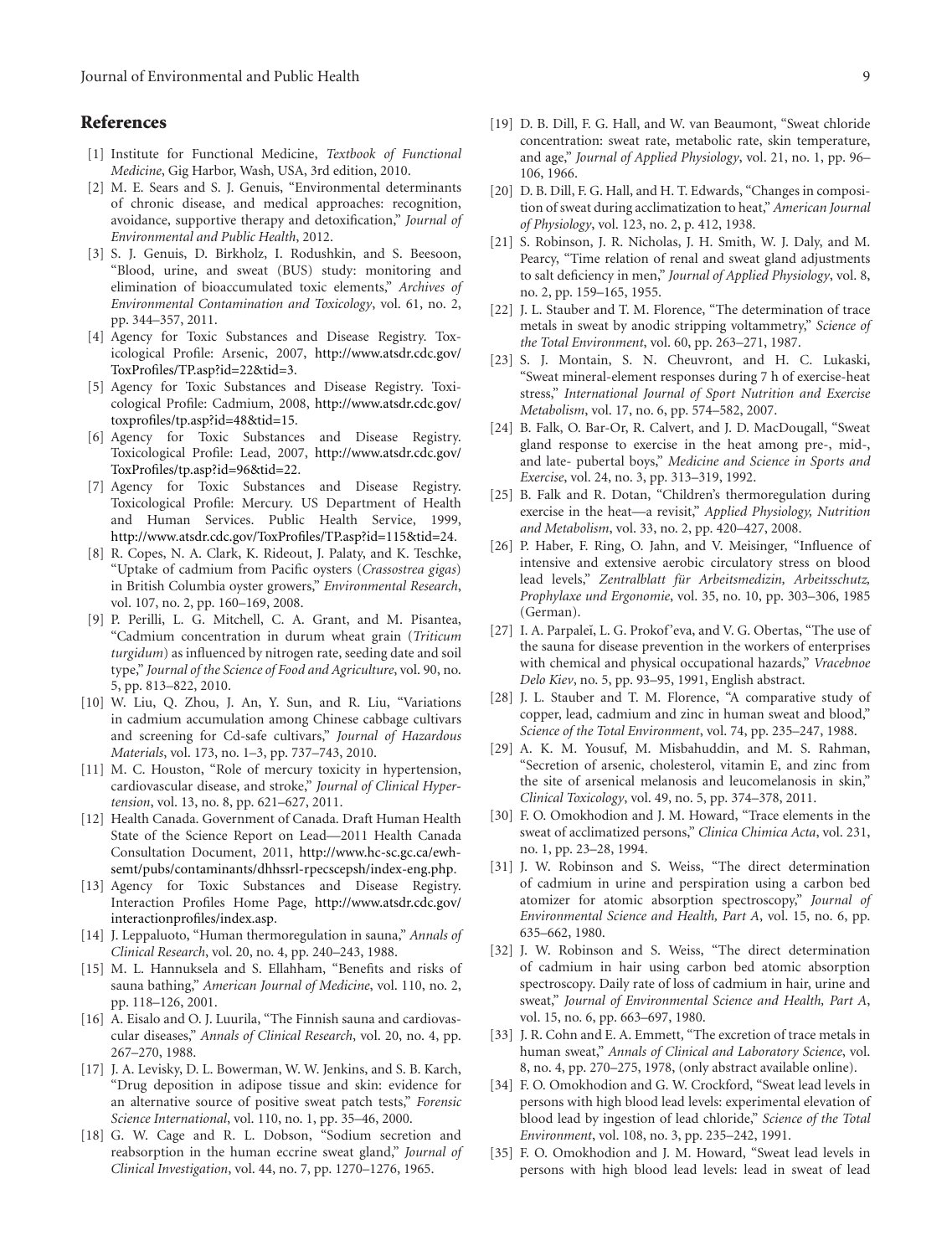## References

[1] Institute for Functional Medicine, *Textbook of Functional Medicine*, Gig Harbor, Wash, USA, 3rd edition, 2010.

[2] M. E. Sears and S. J. Genuis, "Environmental determinants of chronic disease, and medical approaches: recognition, avoidance, supportive therapy and detoxification," *Journal of Environmental and Public Health*, 2012.

[3] S. J. Genuis, D. Birkholz, I. Rodushkin, and S. Beesoon, "Blood, urine, and sweat (BUS) study: monitoring and elimination of bioaccumulated toxic elements," *Archives of Environmental Contamination and Toxicology*, vol. 61, no. 2, pp. 344–357, 2011.

[4] Agency for Toxic Substances and Disease Registry. Toxicological Profile: Arsenic, 2007, http://www.atsdr.cdc.gov/ToxProfiles/TP.asp?id=22&tid=3.

[5] Agency for Toxic Substances and Disease Registry. Toxicological Profile: Cadmium, 2008, http://www.atsdr.cdc.gov/toxprofiles/tp.asp?id=48&tid=15.

[6] Agency for Toxic Substances and Disease Registry. Toxicological Profile: Lead, 2007, http://www.atsdr.cdc.gov/ToxProfiles/tp.asp?id=96&tid=22.

[7] Agency for Toxic Substances and Disease Registry. Toxicological Profile: Mercury. US Department of Health and Human Services. Public Health Service, 1999, http://www.atsdr.cdc.gov/ToxProfiles/TP.asp?id=115&tid=24.

[8] R. Copes, N. A. Clark, K. Rideout, J. Palaty, and K. Teschke, "Uptake of cadmium from Pacific oysters (*Crassostrea gigas*) in British Columbia oyster growers," *Environmental Research*, vol. 107, no. 2, pp. 160–169, 2008.

[9] P. Perilli, L. G. Mitchell, C. A. Grant, and M. Pisantea, "Cadmium concentration in durum wheat grain (*Triticum turgidum*) as influenced by nitrogen rate, seeding date and soil type," *Journal of the Science of Food and Agriculture*, vol. 90, no. 5, pp. 813–822, 2010.

[10] W. Liu, Q. Zhou, J. An, Y. Sun, and R. Liu, "Variations in cadmium accumulation among Chinese cabbage cultivars and screening for Cd-safe cultivars," *Journal of Hazardous Materials*, vol. 173, no. 1–3, pp. 737–743, 2010.

[11] M. C. Houston, "Role of mercury toxicity in hypertension, cardiovascular disease, and stroke," *Journal of Clinical Hypertension*, vol. 13, no. 8, pp. 621–627, 2011.

[12] Health Canada. Government of Canada. Draft Human Health State of the Science Report on Lead—2011 Health Canada Consultation Document, 2011, http://www.hc-sc.gc.ca/ewh-semt/pubs/contaminants/dhhssrl-rpecscepsh/index-eng.php.

[13] Agency for Toxic Substances and Disease Registry. Interaction Profiles Home Page, http://www.atsdr.cdc.gov/interactionprofiles/index.asp.

[14] J. Leppaluoto, "Human thermoregulation in sauna," *Annals of Clinical Research*, vol. 20, no. 4, pp. 240–243, 1988.

[15] M. L. Hannuksela and S. Ellahham, "Benefits and risks of sauna bathing," *American Journal of Medicine*, vol. 110, no. 2, pp. 118–126, 2001.

[16] A. Eisalo and O. J. Luurila, "The Finnish sauna and cardiovascular diseases," *Annals of Clinical Research*, vol. 20, no. 4, pp. 267–270, 1988.

[17] J. A. Levisky, D. L. Bowerman, W. W. Jenkins, and S. B. Karch, "Drug deposition in adipose tissue and skin: evidence for an alternative source of positive sweat patch tests," *Forensic Science International*, vol. 110, no. 1, pp. 35–46, 2000.

[18] G. W. Cage and R. L. Dobson, "Sodium secretion and reabsorption in the human eccrine sweat gland," *Journal of Clinical Investigation*, vol. 44, no. 7, pp. 1270–1276, 1965.

[19] D. B. Dill, F. G. Hall, and W. van Beaumont, "Sweat chloride concentration: sweat rate, metabolic rate, skin temperature, and age," *Journal of Applied Physiology*, vol. 21, no. 1, pp. 96–106, 1966.

[20] D. B. Dill, F. G. Hall, and H. T. Edwards, "Changes in composition of sweat during acclimatization to heat," *American Journal of Physiology*, vol. 123, no. 2, p. 412, 1938.

[21] S. Robinson, J. R. Nicholas, J. H. Smith, W. J. Daly, and M. Pearcy, "Time relation of renal and sweat gland adjustments to salt deficiency in men," *Journal of Applied Physiology*, vol. 8, no. 2, pp. 159–165, 1955.

[22] J. L. Stauber and T. M. Florence, "The determination of trace metals in sweat by anodic stripping voltammetry," *Science of the Total Environment*, vol. 60, pp. 263–271, 1987.

[23] S. J. Montain, S. N. Cheuvront, and H. C. Lukaski, "Sweat mineral-element responses during 7 h of exercise-heat stress," *International Journal of Sport Nutrition and Exercise Metabolism*, vol. 17, no. 6, pp. 574–582, 2007.

[24] B. Falk, O. Bar-Or, R. Calvert, and J. D. MacDougall, "Sweat gland response to exercise in the heat among pre-, mid-, and late- pubertal boys," *Medicine and Science in Sports and Exercise*, vol. 24, no. 3, pp. 313–319, 1992.

[25] B. Falk and R. Dotan, "Children's thermoregulation during exercise in the heat—a revisit," *Applied Physiology, Nutrition and Metabolism*, vol. 33, no. 2, pp. 420–427, 2008.

[26] P. Haber, F. Ring, O. Jahn, and V. Meisinger, "Influence of intensive and extensive aerobic circulatory stress on blood lead levels," *Zentralblatt für Arbeitsmedizin, Arbeitsschutz, Prophylaxe und Ergonomie*, vol. 35, no. 10, pp. 303–306, 1985 (German).

[27] I. A. Parpaleĭ, L. G. Prokof'eva, and V. G. Obertas, "The use of the sauna for disease prevention in the workers of enterprises with chemical and physical occupational hazards," *Vracebnoe Delo Kiev*, no. 5, pp. 93–95, 1991, English abstract.

[28] J. L. Stauber and T. M. Florence, "A comparative study of copper, lead, cadmium and zinc in human sweat and blood," *Science of the Total Environment*, vol. 74, pp. 235–247, 1988.

[29] A. K. M. Yousuf, M. Misbahuddin, and M. S. Rahman, "Secretion of arsenic, cholesterol, vitamin E, and zinc from the site of arsenical melanosis and leucomelanosis in skin," *Clinical Toxicology*, vol. 49, no. 5, pp. 374–378, 2011.

[30] F. O. Omokhodion and J. M. Howard, "Trace elements in the sweat of acclimatized persons," *Clinica Chimica Acta*, vol. 231, no. 1, pp. 23–28, 1994.

[31] J. W. Robinson and S. Weiss, "The direct determination of cadmium in urine and perspiration using a carbon bed atomizer for atomic absorption spectroscopy," *Journal of Environmental Science and Health, Part A*, vol. 15, no. 6, pp. 635–662, 1980.

[32] J. W. Robinson and S. Weiss, "The direct determination of cadmium in hair using carbon bed atomic absorption spectroscopy. Daily rate of loss of cadmium in hair, urine and sweat," *Journal of Environmental Science and Health, Part A*, vol. 15, no. 6, pp. 663–697, 1980.

[33] J. R. Cohn and E. A. Emmett, "The excretion of trace metals in human sweat," *Annals of Clinical and Laboratory Science*, vol. 8, no. 4, pp. 270–275, 1978, (only abstract available online).

[34] F. O. Omokhodion and G. W. Crockford, "Sweat lead levels in persons with high blood lead levels: experimental elevation of blood lead by ingestion of lead chloride," *Science of the Total Environment*, vol. 108, no. 3, pp. 235–242, 1991.

[35] F. O. Omokhodion and J. M. Howard, "Sweat lead levels in persons with high blood lead levels: lead in sweat of lead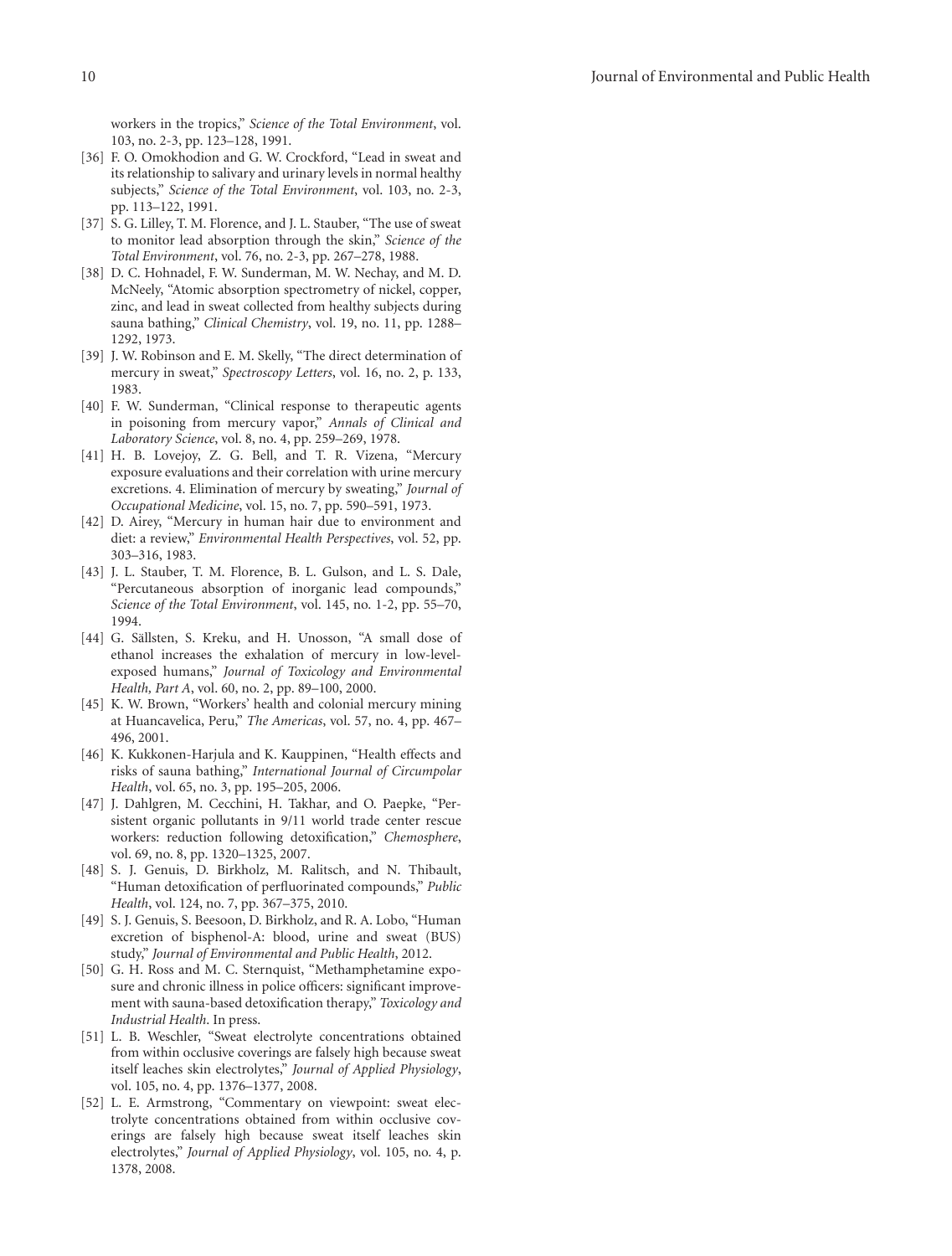workers in the tropics," *Science of the Total Environment*, vol. 103, no. 2-3, pp. 123–128, 1991.

[36] F. O. Omokhodion and G. W. Crockford, "Lead in sweat and its relationship to salivary and urinary levels in normal healthy subjects," *Science of the Total Environment*, vol. 103, no. 2-3, pp. 113–122, 1991.

[37] S. G. Lilley, T. M. Florence, and J. L. Stauber, "The use of sweat to monitor lead absorption through the skin," *Science of the Total Environment*, vol. 76, no. 2-3, pp. 267–278, 1988.

[38] D. C. Hohnadel, F. W. Sunderman, M. W. Nechay, and M. D. McNeely, "Atomic absorption spectrometry of nickel, copper, zinc, and lead in sweat collected from healthy subjects during sauna bathing," *Clinical Chemistry*, vol. 19, no. 11, pp. 1288–1292, 1973.

[39] J. W. Robinson and E. M. Skelly, "The direct determination of mercury in sweat," *Spectroscopy Letters*, vol. 16, no. 2, p. 133, 1983.

[40] F. W. Sunderman, "Clinical response to therapeutic agents in poisoning from mercury vapor," *Annals of Clinical and Laboratory Science*, vol. 8, no. 4, pp. 259–269, 1978.

[41] H. B. Lovejoy, Z. G. Bell, and T. R. Vizena, "Mercury exposure evaluations and their correlation with urine mercury excretions. 4. Elimination of mercury by sweating," *Journal of Occupational Medicine*, vol. 15, no. 7, pp. 590–591, 1973.

[42] D. Airey, "Mercury in human hair due to environment and diet: a review," *Environmental Health Perspectives*, vol. 52, pp. 303–316, 1983.

[43] J. L. Stauber, T. M. Florence, B. L. Gulson, and L. S. Dale, "Percutaneous absorption of inorganic lead compounds," *Science of the Total Environment*, vol. 145, no. 1-2, pp. 55–70, 1994.

[44] G. Sällsten, S. Kreku, and H. Unosson, "A small dose of ethanol increases the exhalation of mercury in low-level-exposed humans," *Journal of Toxicology and Environmental Health, Part A*, vol. 60, no. 2, pp. 89–100, 2000.

[45] K. W. Brown, "Workers' health and colonial mercury mining at Huancavelica, Peru," *The Americas*, vol. 57, no. 4, pp. 467–496, 2001.

[46] K. Kukkonen-Harjula and K. Kauppinen, "Health effects and risks of sauna bathing," *International Journal of Circumpolar Health*, vol. 65, no. 3, pp. 195–205, 2006.

[47] J. Dahlgren, M. Cecchini, H. Takhar, and O. Paepke, "Persistent organic pollutants in 9/11 world trade center rescue workers: reduction following detoxification," *Chemosphere*, vol. 69, no. 8, pp. 1320–1325, 2007.

[48] S. J. Genuis, D. Birkholz, M. Ralitsch, and N. Thibault, "Human detoxification of perfluorinated compounds," *Public Health*, vol. 124, no. 7, pp. 367–375, 2010.

[49] S. J. Genuis, S. Beesoon, D. Birkholz, and R. A. Lobo, "Human excretion of bisphenol-A: blood, urine and sweat (BUS) study," *Journal of Environmental and Public Health*, 2012.

[50] G. H. Ross and M. C. Sternquist, "Methamphetamine exposure and chronic illness in police officers: significant improvement with sauna-based detoxification therapy," *Toxicology and Industrial Health*. In press.

[51] L. B. Weschler, "Sweat electrolyte concentrations obtained from within occlusive coverings are falsely high because sweat itself leaches skin electrolytes," *Journal of Applied Physiology*, vol. 105, no. 4, pp. 1376–1377, 2008.

[52] L. E. Armstrong, "Commentary on viewpoint: sweat electrolyte concentrations obtained from within occlusive coverings are falsely high because sweat itself leaches skin electrolytes," *Journal of Applied Physiology*, vol. 105, no. 4, p. 1378, 2008.